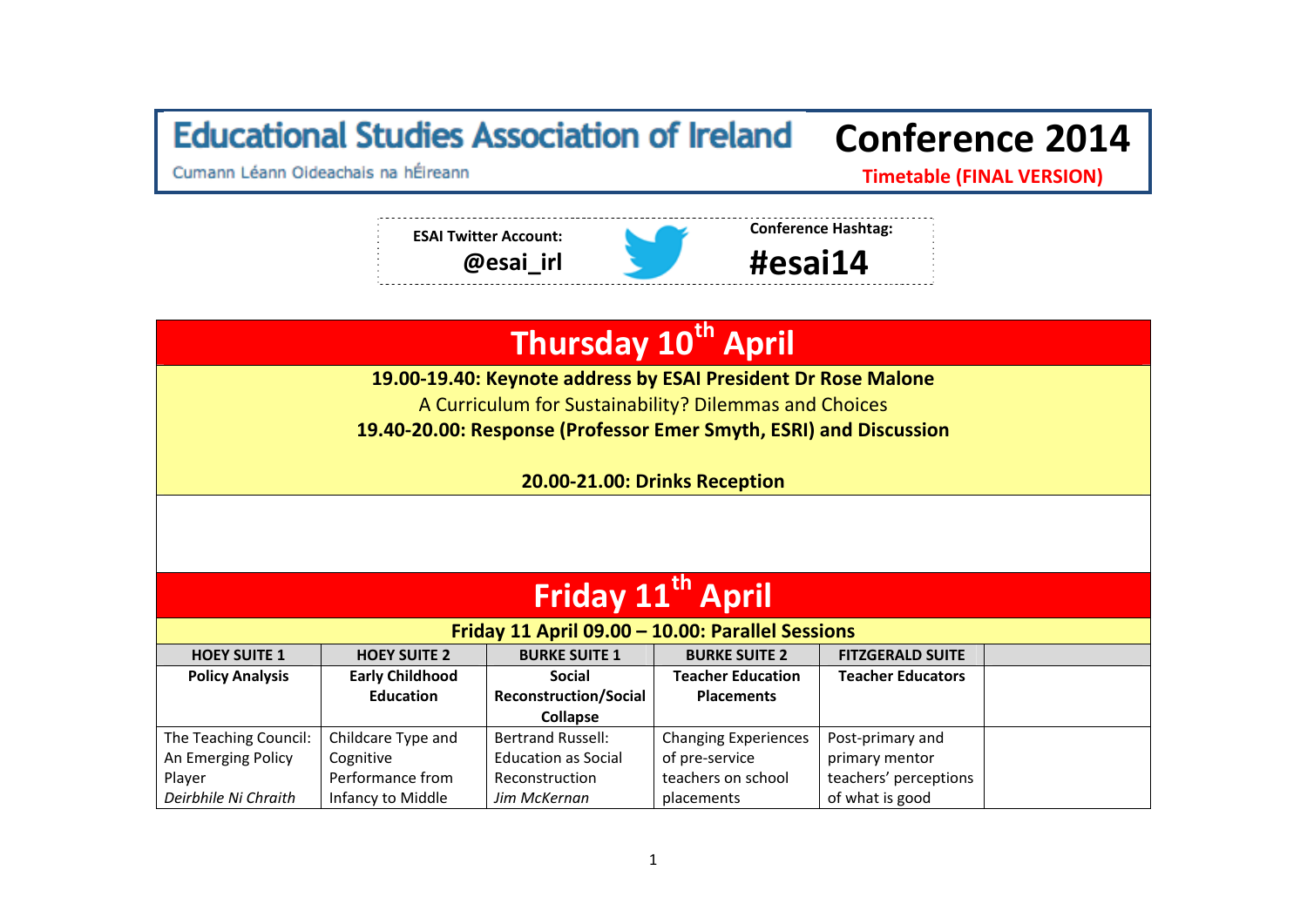# Educational Studies Association of Ireland

Cumann Léann Oideachais na hÉireann

# Conference 2014

**Timetable (FINAL VERSION)**

**ESAI Twitter Account:** **@esai_irl**

**Conference Hashtag:** **#esai14**

## Thursday 10th April

**19.00-19.40: Keynote address by ESAI President Dr Rose Malone**

A Curriculum for Sustainability? Dilemmas and Choices

**19.40-20.00: Response (Professor Emer Smyth, ESRI) and Discussion**

**20.00-21.00: Drinks Reception**

## Friday 11th April

**Friday 11 April 09.00 – 10.00: Parallel Sessions**

| HOEY SUITE 1 | HOEY SUITE 2 | BURKE SUITE 1 | BURKE SUITE 2 | FITZGERALD SUITE | |
|---|---|---|---|---|---|
| **Policy Analysis** | **Early Childhood Education** | **Social Reconstruction/Social Collapse** | **Teacher Education Placements** | **Teacher Educators** | |
| The Teaching Council: An Emerging Policy Player *Deirbhile Ni Chraith* | Childcare Type and Cognitive Performance from Infancy to Middle | Bertrand Russell: Education as Social Reconstruction *Jim McKernan* | Changing Experiences of pre-service teachers on school placements | Post-primary and primary mentor teachers' perceptions of what is good | |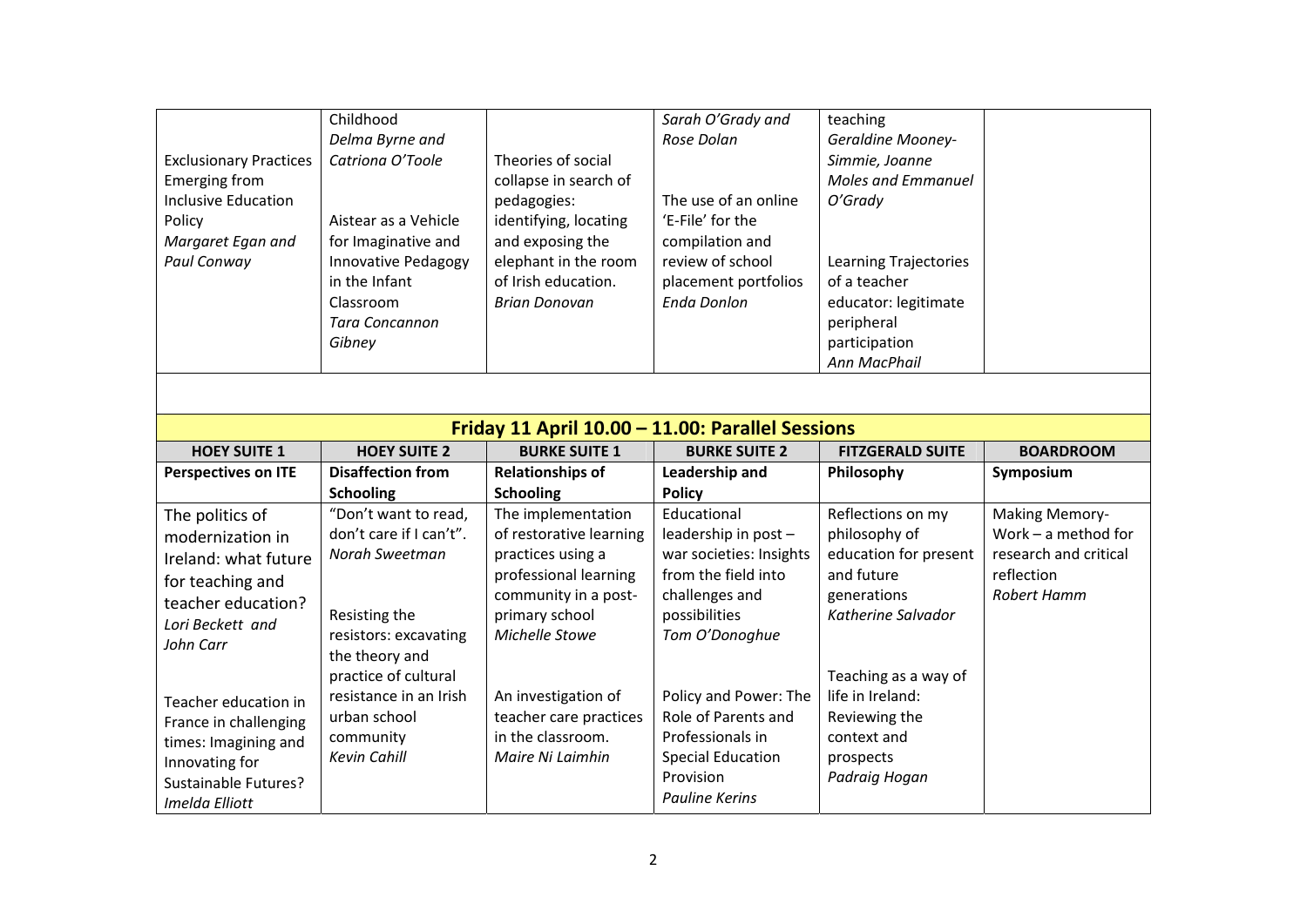| | | | | | |
|---|---|---|---|---|---|
| Exclusionary Practices Emerging from Inclusive Education Policy *Margaret Egan and Paul Conway* | Childhood *Delma Byrne and Catriona O'Toole*<br><br>Aistear as a Vehicle for Imaginative and Innovative Pedagogy in the Infant Classroom *Tara Concannon Gibney* | Theories of social collapse in search of pedagogies: identifying, locating and exposing the elephant in the room of Irish education. *Brian Donovan* | *Sarah O'Grady and Rose Dolan*<br><br>The use of an online 'E-File' for the compilation and review of school placement portfolios *Enda Donlon* | teaching *Geraldine Mooney-Simmie, Joanne Moles and Emmanuel O'Grady*<br><br>Learning Trajectories of a teacher educator: legitimate peripheral participation *Ann MacPhail* | |

## Friday 11 April 10.00 – 11.00: Parallel Sessions

| HOEY SUITE 1 | HOEY SUITE 2 | BURKE SUITE 1 | BURKE SUITE 2 | FITZGERALD SUITE | BOARDROOM |
|---|---|---|---|---|---|
| **Perspectives on ITE** | **Disaffection from Schooling** | **Relationships of Schooling** | **Leadership and Policy** | **Philosophy** | **Symposium** |
| The politics of modernization in Ireland: what future for teaching and teacher education? *Lori Beckett and John Carr*<br><br>Teacher education in France in challenging times: Imagining and Innovating for Sustainable Futures? *Imelda Elliott* | "Don't want to read, don't care if I can't". *Norah Sweetman*<br><br>Resisting the resistors: excavating the theory and practice of cultural resistance in an Irish urban school community *Kevin Cahill* | The implementation of restorative learning practices using a professional learning community in a post-primary school *Michelle Stowe*<br><br>An investigation of teacher care practices in the classroom. *Maire Ni Laimhin* | Educational leadership in post – war societies: Insights from the field into challenges and possibilities *Tom O'Donoghue*<br><br>Policy and Power: The Role of Parents and Professionals in Special Education Provision *Pauline Kerins* | Reflections on my philosophy of education for present and future generations *Katherine Salvador*<br><br>Teaching as a way of life in Ireland: Reviewing the context and prospects *Padraig Hogan* | Making Memory-Work – a method for research and critical reflection *Robert Hamm* |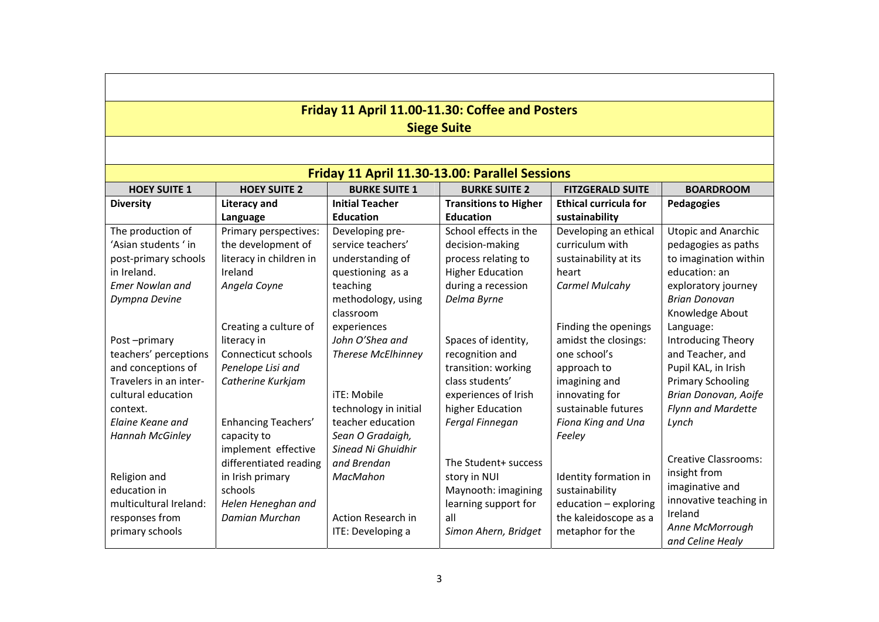## Friday 11 April 11.00-11.30: Coffee and Posters
## Siege Suite

## Friday 11 April 11.30-13.00: Parallel Sessions

| HOEY SUITE 1 | HOEY SUITE 2 | BURKE SUITE 1 | BURKE SUITE 2 | FITZGERALD SUITE | BOARDROOM |
|---|---|---|---|---|---|
| **Diversity** | **Literacy and Language** | **Initial Teacher Education** | **Transitions to Higher Education** | **Ethical curricula for sustainability** | **Pedagogies** |
| The production of 'Asian students ' in post-primary schools in Ireland. *Emer Nowlan and Dympna Devine* | Primary perspectives: the development of literacy in children in Ireland *Angela Coyne* | Developing pre-service teachers' understanding of questioning as a teaching methodology, using classroom experiences *John O'Shea and Therese McElhinney* | School effects in the decision-making process relating to Higher Education during a recession *Delma Byrne* | Developing an ethical curriculum with sustainability at its heart *Carmel Mulcahy* | Utopic and Anarchic pedagogies as paths to imagination within education: an exploratory journey *Brian Donovan* |
| Post –primary teachers' perceptions and conceptions of Travelers in an inter-cultural education context. *Elaine Keane and Hannah McGinley* | Creating a culture of literacy in Connecticut schools *Penelope Lisi and Catherine Kurkjam* | iTE: Mobile technology in initial teacher education *Sean O Gradaigh, Sinead Ni Ghuidhir and Brendan MacMahon* | Spaces of identity, recognition and transition: working class students' experiences of Irish higher Education *Fergal Finnegan* | Finding the openings amidst the closings: one school's approach to imagining and innovating for sustainable futures *Fiona King and Una Feeley* | Knowledge About Language: Introducing Theory and Teacher, and Pupil KAL, in Irish Primary Schooling *Brian Donovan, Aoife Flynn and Mardette Lynch* |
| Religion and education in multicultural Ireland: responses from primary schools | Enhancing Teachers' capacity to implement effective differentiated reading in Irish primary schools *Helen Heneghan and Damian Murchan* | Action Research in ITE: Developing a | The Student+ success story in NUI Maynooth: imagining learning support for all *Simon Ahern, Bridget* | Identity formation in sustainability education – exploring the kaleidoscope as a metaphor for the | Creative Classrooms: insight from imaginative and innovative teaching in Ireland *Anne McMorrough and Celine Healy* |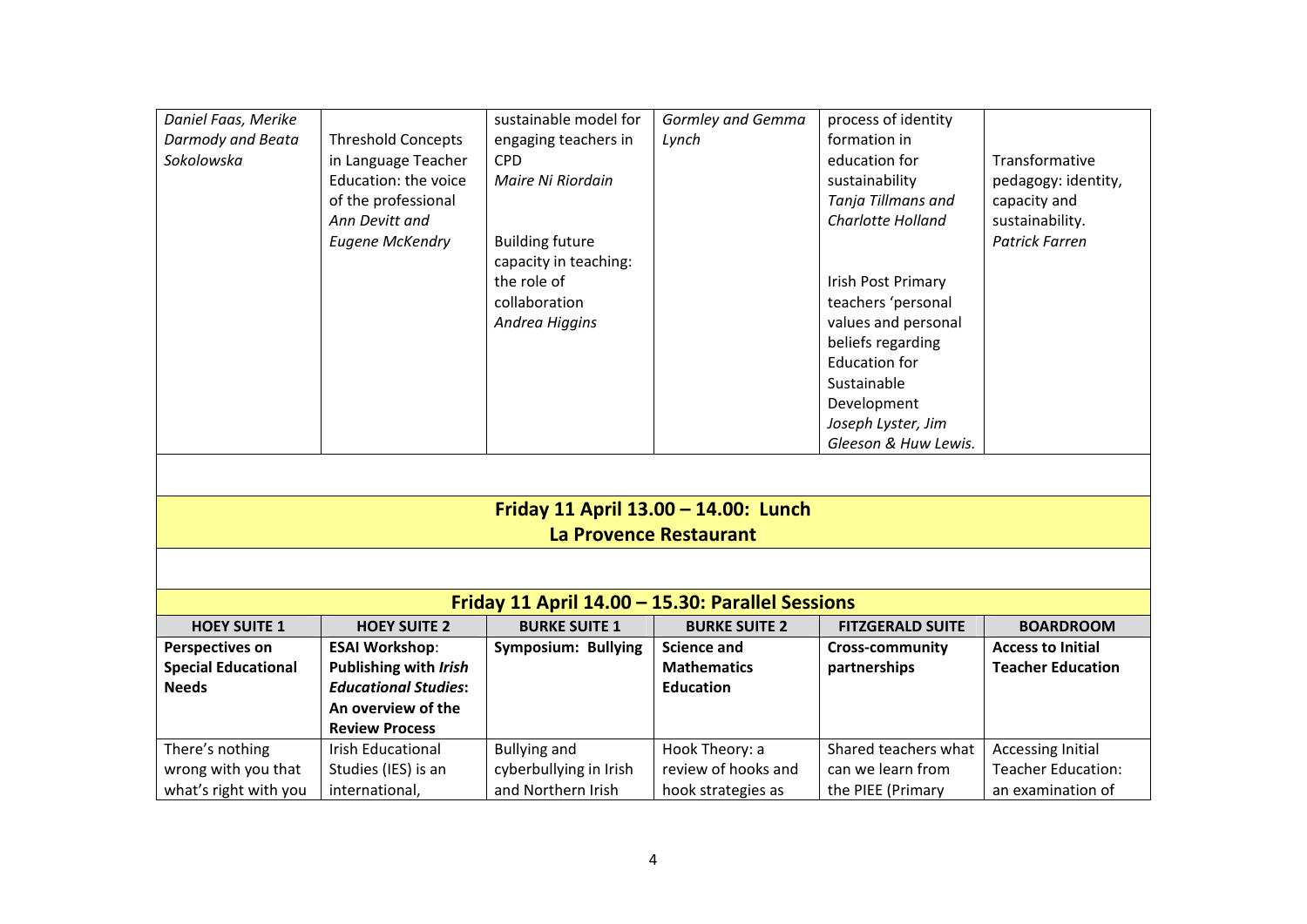| | | | | | |
|---|---|---|---|---|---|
| *Daniel Faas, Merike Darmody and Beata Sokolowska* | Threshold Concepts in Language Teacher Education: the voice of the professional *Ann Devitt and Eugene McKendry* | sustainable model for engaging teachers in CPD *Maire Ni Riordain*<br><br>Building future capacity in teaching: the role of collaboration *Andrea Higgins* | *Gormley and Gemma Lynch* | process of identity formation in education for sustainability *Tanja Tillmans and Charlotte Holland*<br><br>Irish Post Primary teachers 'personal values and personal beliefs regarding Education for Sustainable Development *Joseph Lyster, Jim Gleeson & Huw Lewis.* | Transformative pedagogy: identity, capacity and sustainability. *Patrick Farren* |

## Friday 11 April 13.00 – 14.00: Lunch
## La Provence Restaurant

## Friday 11 April 14.00 – 15.30: Parallel Sessions

| HOEY SUITE 1 | HOEY SUITE 2 | BURKE SUITE 1 | BURKE SUITE 2 | FITZGERALD SUITE | BOARDROOM |
|---|---|---|---|---|---|
| **Perspectives on Special Educational Needs** | **ESAI Workshop: Publishing with *Irish Educational Studies*: An overview of the Review Process** | **Symposium: Bullying** | **Science and Mathematics Education** | **Cross-community partnerships** | **Access to Initial Teacher Education** |
| There's nothing wrong with you that what's right with you | Irish Educational Studies (IES) is an international, | Bullying and cyberbullying in Irish and Northern Irish | Hook Theory: a review of hooks and hook strategies as | Shared teachers what can we learn from the PIEE (Primary | Accessing Initial Teacher Education: an examination of |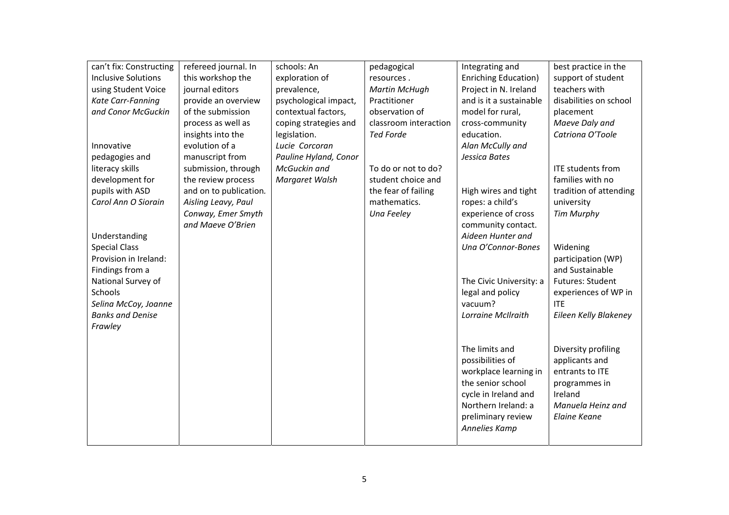| | | | | | |
|---|---|---|---|---|---|
| can't fix: Constructing Inclusive Solutions using Student Voice *Kate Carr-Fanning and Conor McGuckin*<br><br>Innovative pedagogies and literacy skills development for pupils with ASD *Carol Ann O Siorain*<br><br>Understanding Special Class Provision in Ireland: Findings from a National Survey of Schools *Selina McCoy, Joanne Banks and Denise Frawley* | refereed journal. In this workshop the journal editors provide an overview of the submission process as well as insights into the evolution of a manuscript from submission, through the review process and on to publication. *Aisling Leavy, Paul Conway, Emer Smyth and Maeve O'Brien* | schools: An exploration of prevalence, psychological impact, contextual factors, coping strategies and legislation. *Lucie Corcoran Pauline Hyland, Conor McGuckin and Margaret Walsh* | pedagogical resources . *Martin McHugh* Practitioner observation of classroom interaction *Ted Forde*<br><br>To do or not to do? student choice and the fear of failing mathematics. *Una Feeley* | Integrating and Enriching Education) Project in N. Ireland and is it a sustainable model for rural, cross-community education. *Alan McCully and Jessica Bates*<br><br>High wires and tight ropes: a child's experience of cross community contact. *Aideen Hunter and Una O'Connor-Bones*<br><br>The Civic University: a legal and policy vacuum? *Lorraine McIlraith*<br><br>The limits and possibilities of workplace learning in the senior school cycle in Ireland and Northern Ireland: a preliminary review *Annelies Kamp* | best practice in the support of student teachers with disabilities on school placement *Maeve Daly and Catriona O'Toole*<br><br>ITE students from families with no tradition of attending university *Tim Murphy*<br><br>Widening participation (WP) and Sustainable Futures: Student experiences of WP in ITE *Eileen Kelly Blakeney*<br><br>Diversity profiling applicants and entrants to ITE programmes in Ireland *Manuela Heinz and Elaine Keane* |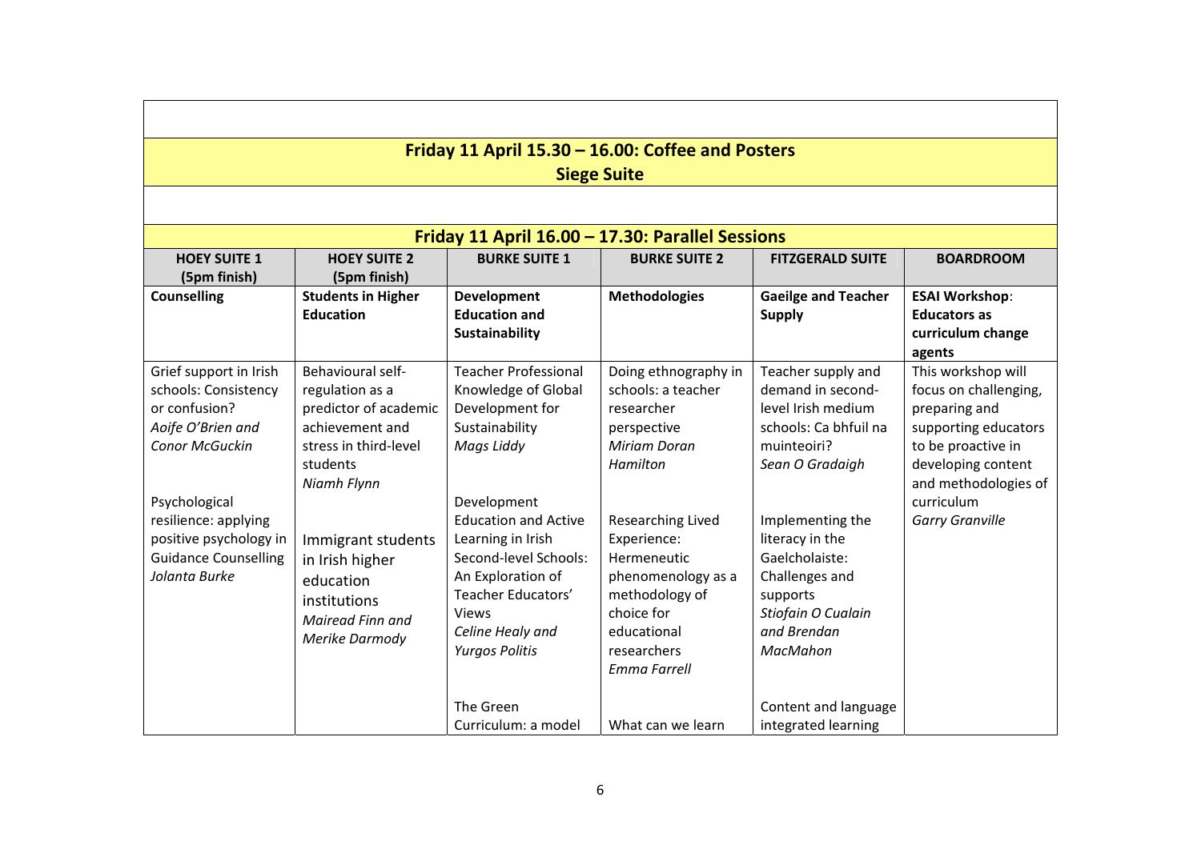## Friday 11 April 15.30 – 16.00: Coffee and Posters
**Siege Suite**

## Friday 11 April 16.00 – 17.30: Parallel Sessions

| HOEY SUITE 1 (5pm finish) | HOEY SUITE 2 (5pm finish) | BURKE SUITE 1 | BURKE SUITE 2 | FITZGERALD SUITE | BOARDROOM |
|---|---|---|---|---|---|
| **Counselling** | **Students in Higher Education** | **Development Education and Sustainability** | **Methodologies** | **Gaeilge and Teacher Supply** | **ESAI Workshop**: **Educators as curriculum change agents** |
| Grief support in Irish schools: Consistency or confusion? *Aoife O'Brien and Conor McGuckin*<br><br>Psychological resilience: applying positive psychology in Guidance Counselling *Jolanta Burke* | Behavioural self-regulation as a predictor of academic achievement and stress in third-level students *Niamh Flynn*<br><br>Immigrant students in Irish higher education institutions *Mairead Finn and Merike Darmody* | Teacher Professional Knowledge of Global Development for Sustainability *Mags Liddy*<br><br>Development Education and Active Learning in Irish Second-level Schools: An Exploration of Teacher Educators' Views *Celine Healy and Yurgos Politis*<br><br>The Green Curriculum: a model | Doing ethnography in schools: a teacher researcher perspective *Miriam Doran Hamilton*<br><br>Researching Lived Experience: Hermeneutic phenomenology as a methodology of choice for educational researchers *Emma Farrell*<br><br>What can we learn | Teacher supply and demand in second-level Irish medium schools: Ca bhfuil na muinteoiri? *Sean O Gradaigh*<br><br>Implementing the literacy in the Gaelcholaiste: Challenges and supports *Stiofain O Cualain and Brendan MacMahon*<br><br>Content and language integrated learning | This workshop will focus on challenging, preparing and supporting educators to be proactive in developing content and methodologies of curriculum *Garry Granville* |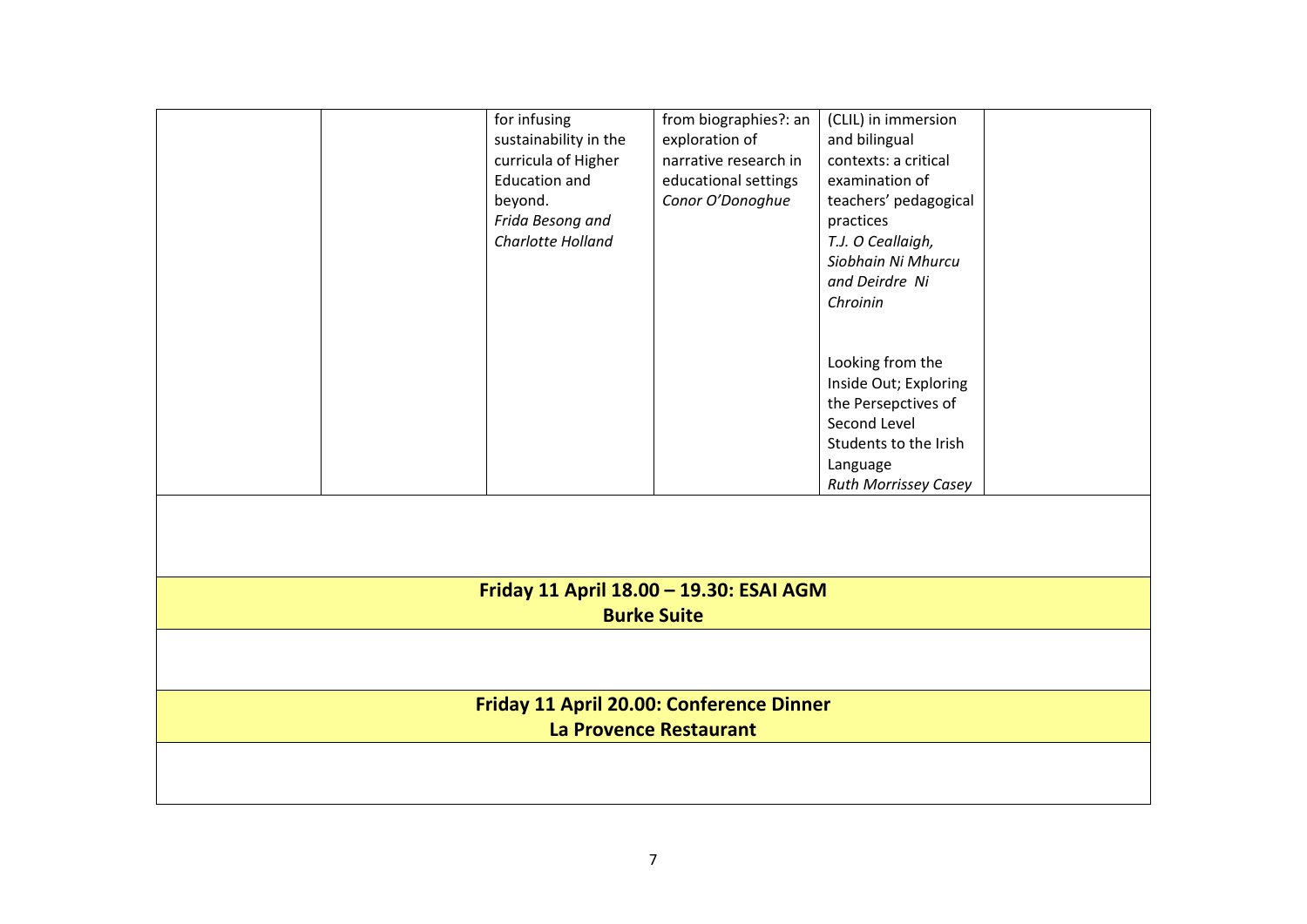| | | | | | |
|---|---|---|---|---|---|
| | | for infusing sustainability in the curricula of Higher Education and beyond. *Frida Besong and Charlotte Holland* | from biographies?: an exploration of narrative research in educational settings *Conor O'Donoghue* | (CLIL) in immersion and bilingual contexts: a critical examination of teachers' pedagogical practices *T.J. O Ceallaigh, Siobhain Ni Mhurcu and Deirdre Ni Chroinin*<br><br>Looking from the Inside Out; Exploring the Persepctives of Second Level Students to the Irish Language *Ruth Morrissey Casey* | |

**Friday 11 April 18.00 – 19.30: ESAI AGM**
**Burke Suite**

**Friday 11 April 20.00: Conference Dinner**
**La Provence Restaurant**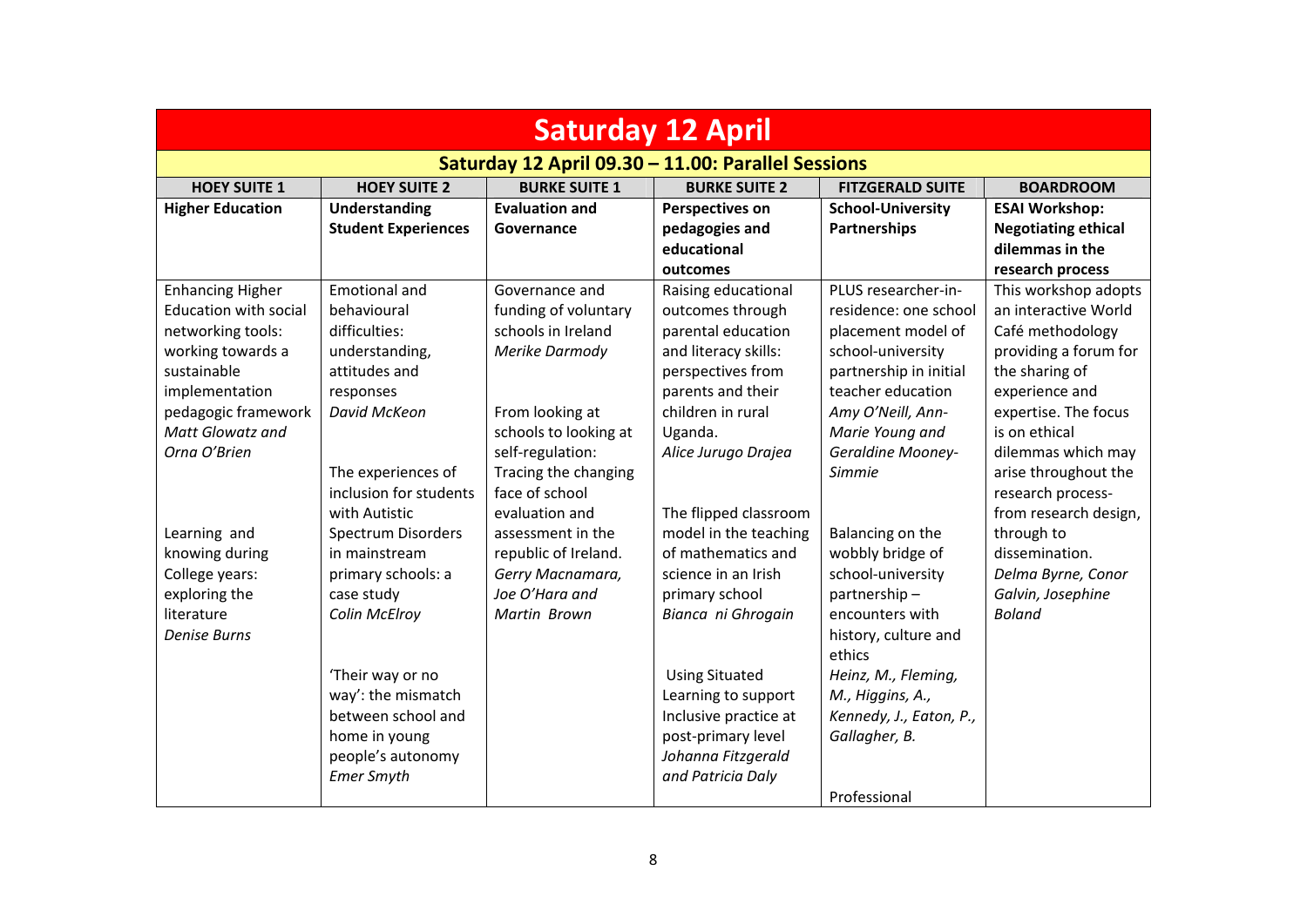# Saturday 12 April

## Saturday 12 April 09.30 – 11.00: Parallel Sessions

| HOEY SUITE 1 | HOEY SUITE 2 | BURKE SUITE 1 | BURKE SUITE 2 | FITZGERALD SUITE | BOARDROOM |
|---|---|---|---|---|---|
| **Higher Education** | **Understanding Student Experiences** | **Evaluation and Governance** | **Perspectives on pedagogies and educational outcomes** | **School-University Partnerships** | **ESAI Workshop: Negotiating ethical dilemmas in the research process** |
| Enhancing Higher Education with social networking tools: working towards a sustainable implementation pedagogic framework *Matt Glowatz and Orna O'Brien*<br><br>Learning and knowing during College years: exploring the literature *Denise Burns* | Emotional and behavioural difficulties: understanding, attitudes and responses *David McKeon*<br><br>The experiences of inclusion for students with Autistic Spectrum Disorders in mainstream primary schools: a case study *Colin McElroy*<br><br>'Their way or no way': the mismatch between school and home in young people's autonomy *Emer Smyth* | Governance and funding of voluntary schools in Ireland *Merike Darmody*<br><br>From looking at schools to looking at self-regulation: Tracing the changing face of school evaluation and assessment in the republic of Ireland. *Gerry Macnamara, Joe O'Hara and Martin Brown* | Raising educational outcomes through parental education and literacy skills: perspectives from parents and their children in rural Uganda. *Alice Jurugo Drajea*<br><br>The flipped classroom model in the teaching of mathematics and science in an Irish primary school *Bianca ni Ghrogain*<br><br>Using Situated Learning to support Inclusive practice at post-primary level *Johanna Fitzgerald and Patricia Daly* | PLUS researcher-in-residence: one school placement model of school-university partnership in initial teacher education *Amy O'Neill, Ann-Marie Young and Geraldine Mooney-Simmie*<br><br>Balancing on the wobbly bridge of school-university partnership – encounters with history, culture and ethics *Heinz, M., Fleming, M., Higgins, A., Kennedy, J., Eaton, P., Gallagher, B.*<br><br>Professional | This workshop adopts an interactive World Café methodology providing a forum for the sharing of experience and expertise. The focus is on ethical dilemmas which may arise throughout the research process- from research design, through to dissemination. *Delma Byrne, Conor Galvin, Josephine Boland* |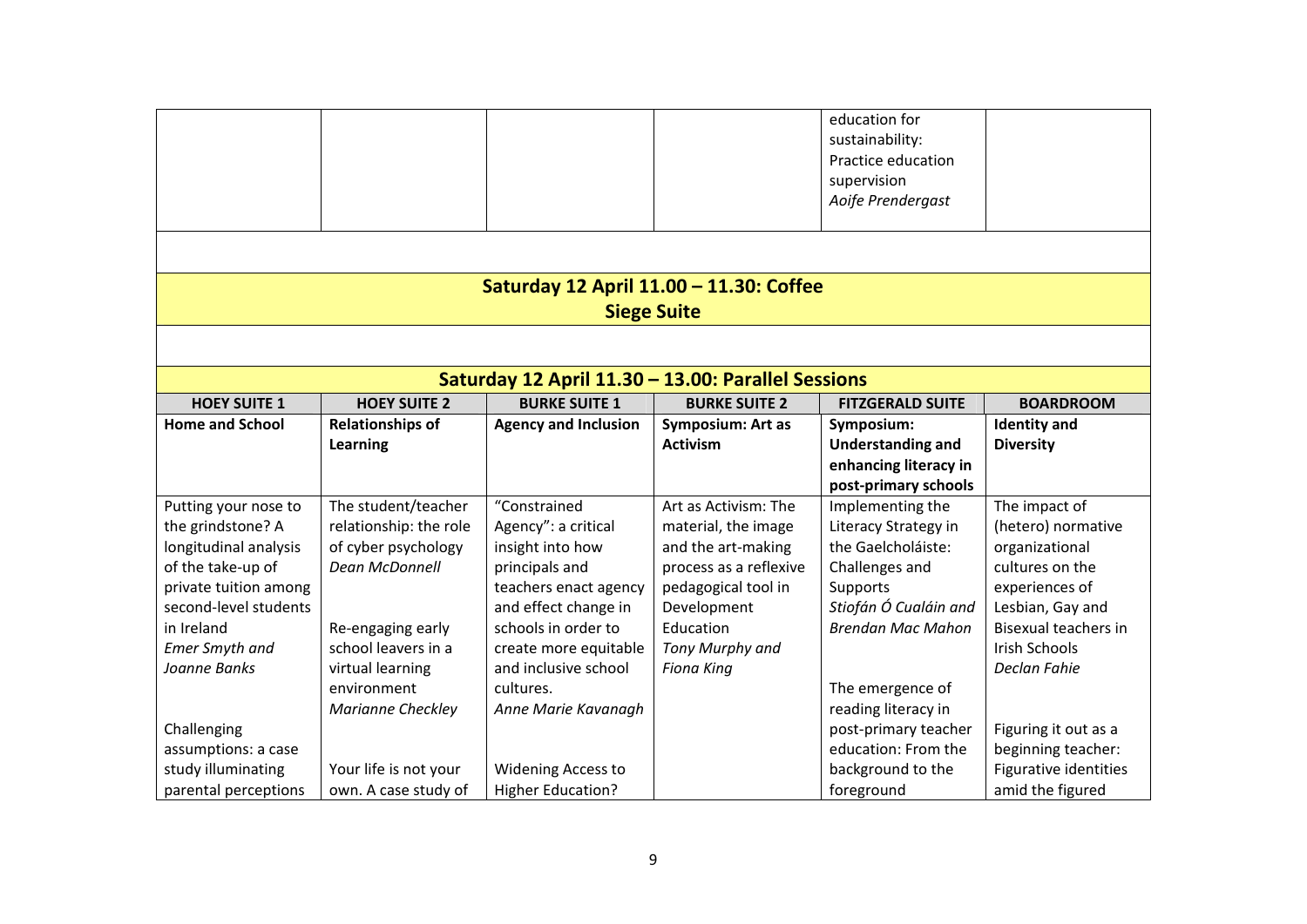| | | | | education for sustainability: Practice education supervision *Aoife Prendergast* | |
|---|---|---|---|---|---|

**Saturday 12 April 11.00 – 11.30: Coffee**
**Siege Suite**

**Saturday 12 April 11.30 – 13.00: Parallel Sessions**

| HOEY SUITE 1 | HOEY SUITE 2 | BURKE SUITE 1 | BURKE SUITE 2 | FITZGERALD SUITE | BOARDROOM |
|---|---|---|---|---|---|
| **Home and School** | **Relationships of Learning** | **Agency and Inclusion** | **Symposium: Art as Activism** | **Symposium: Understanding and enhancing literacy in post-primary schools** | **Identity and Diversity** |
| Putting your nose to the grindstone? A longitudinal analysis of the take-up of private tuition among second-level students in Ireland *Emer Smyth and Joanne Banks*<br><br>Challenging assumptions: a case study illuminating parental perceptions | The student/teacher relationship: the role of cyber psychology *Dean McDonnell*<br><br>Re-engaging early school leavers in a virtual learning environment *Marianne Checkley*<br><br>Your life is not your own. A case study of | "Constrained Agency": a critical insight into how principals and teachers enact agency and effect change in schools in order to create more equitable and inclusive school cultures. *Anne Marie Kavanagh*<br><br>Widening Access to Higher Education? | Art as Activism: The material, the image and the art-making process as a reflexive pedagogical tool in Development Education *Tony Murphy and Fiona King* | Implementing the Literacy Strategy in the Gaelcholáiste: Challenges and Supports *Stiofán Ó Cualáin and Brendan Mac Mahon*<br><br>The emergence of reading literacy in post-primary teacher education: From the background to the foreground | The impact of (hetero) normative organizational cultures on the experiences of Lesbian, Gay and Bisexual teachers in Irish Schools *Declan Fahie*<br><br>Figuring it out as a beginning teacher: Figurative identities amid the figured |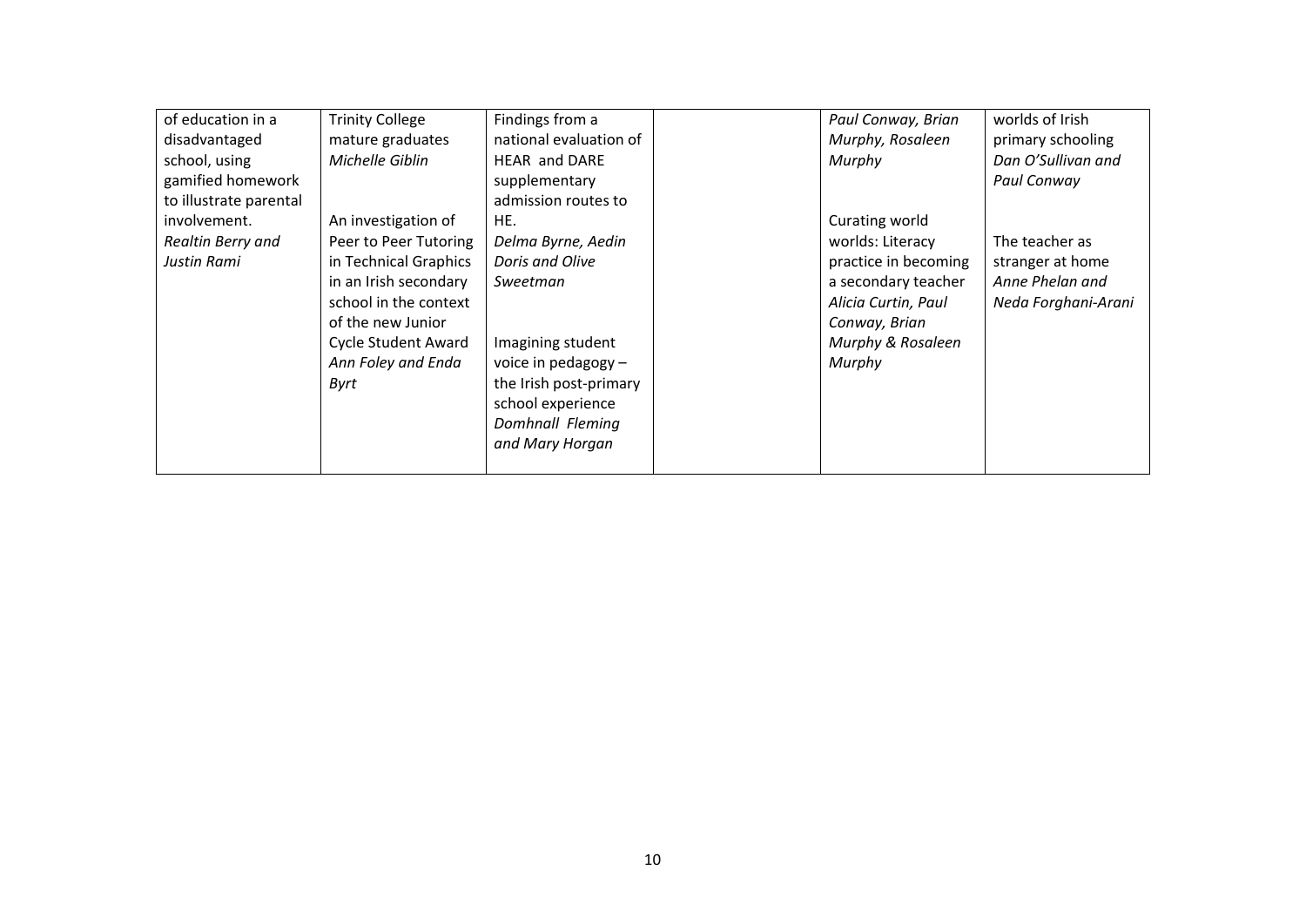| | | | | | |
|---|---|---|---|---|---|
| of education in a disadvantaged school, using gamified homework to illustrate parental involvement. *Realtin Berry and Justin Rami* | Trinity College mature graduates *Michelle Giblin*<br><br>An investigation of Peer to Peer Tutoring in Technical Graphics in an Irish secondary school in the context of the new Junior Cycle Student Award *Ann Foley and Enda Byrt* | Findings from a national evaluation of HEAR and DARE supplementary admission routes to HE. *Delma Byrne, Aedin Doris and Olive Sweetman*<br><br>Imagining student voice in pedagogy – the Irish post-primary school experience *Domhnall Fleming and Mary Horgan* | | *Paul Conway, Brian Murphy, Rosaleen Murphy*<br><br>Curating world worlds: Literacy practice in becoming a secondary teacher *Alicia Curtin, Paul Conway, Brian Murphy & Rosaleen Murphy* | worlds of Irish primary schooling *Dan O'Sullivan and Paul Conway*<br><br>The teacher as stranger at home *Anne Phelan and Neda Forghani-Arani* |